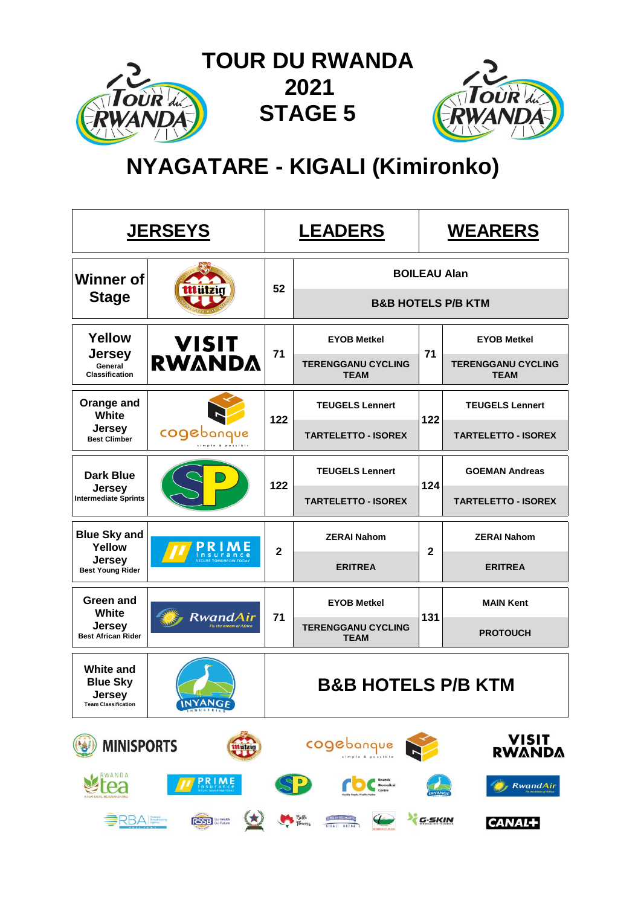# TOUR DU RWANDA 2021 STAGE 5

## NYAGATARE - KIGALI (Kimironko)

| JERSEYS | | LEADERS | | WEARERS | |
|---|---|---|---|---|---|
| Winner of Stage | Mützig | 52 | BOILEAU Alan<br>B&B HOTELS P/B KTM | | |
| Yellow Jersey<br>General Classification | VISIT RWANDA | 71 | EYOB Metkel<br>TERENGGANU CYCLING TEAM | 71 | EYOB Metkel<br>TERENGGANU CYCLING TEAM |
| Orange and White Jersey<br>Best Climber | cogebanque | 122 | TEUGELS Lennert<br>TARTELETTO - ISOREX | 122 | TEUGELS Lennert<br>TARTELETTO - ISOREX |
| Dark Blue Jersey<br>Intermediate Sprints | SP | 122 | TEUGELS Lennert<br>TARTELETTO - ISOREX | 124 | GOEMAN Andreas<br>TARTELETTO - ISOREX |
| Blue Sky and Yellow Jersey<br>Best Young Rider | PRIME insurance | 2 | ZERAI Nahom<br>ERITREA | 2 | ZERAI Nahom<br>ERITREA |
| Green and White Jersey<br>Best African Rider | RwandAir | 71 | EYOB Metkel<br>TERENGGANU CYCLING TEAM | 131 | MAIN Kent<br>PROTOUCH |
| White and Blue Sky Jersey<br>Team Classification | INYANGE | B&B HOTELS P/B KTM | | | |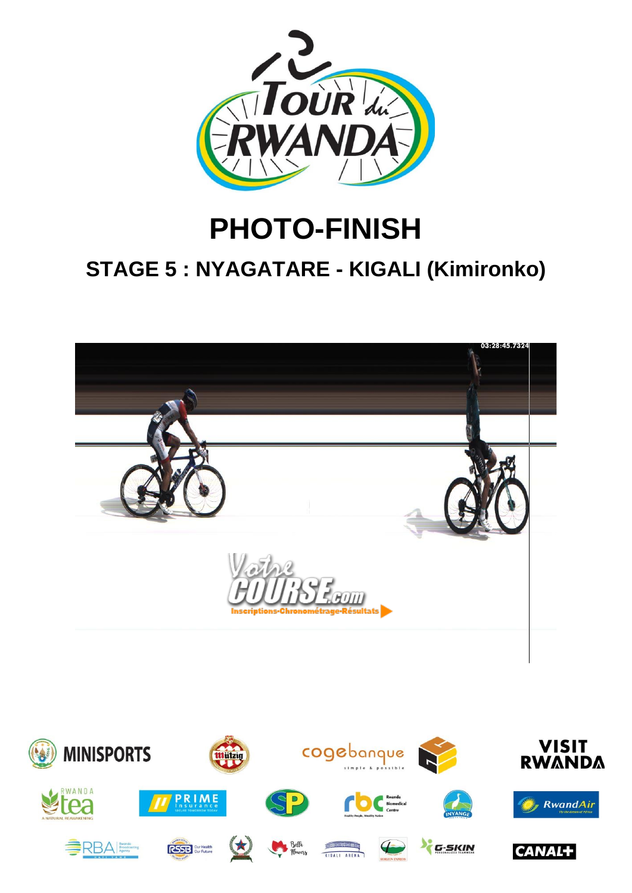# PHOTO-FINISH

## STAGE 5 : NYAGATARE - KIGALI (Kimironko)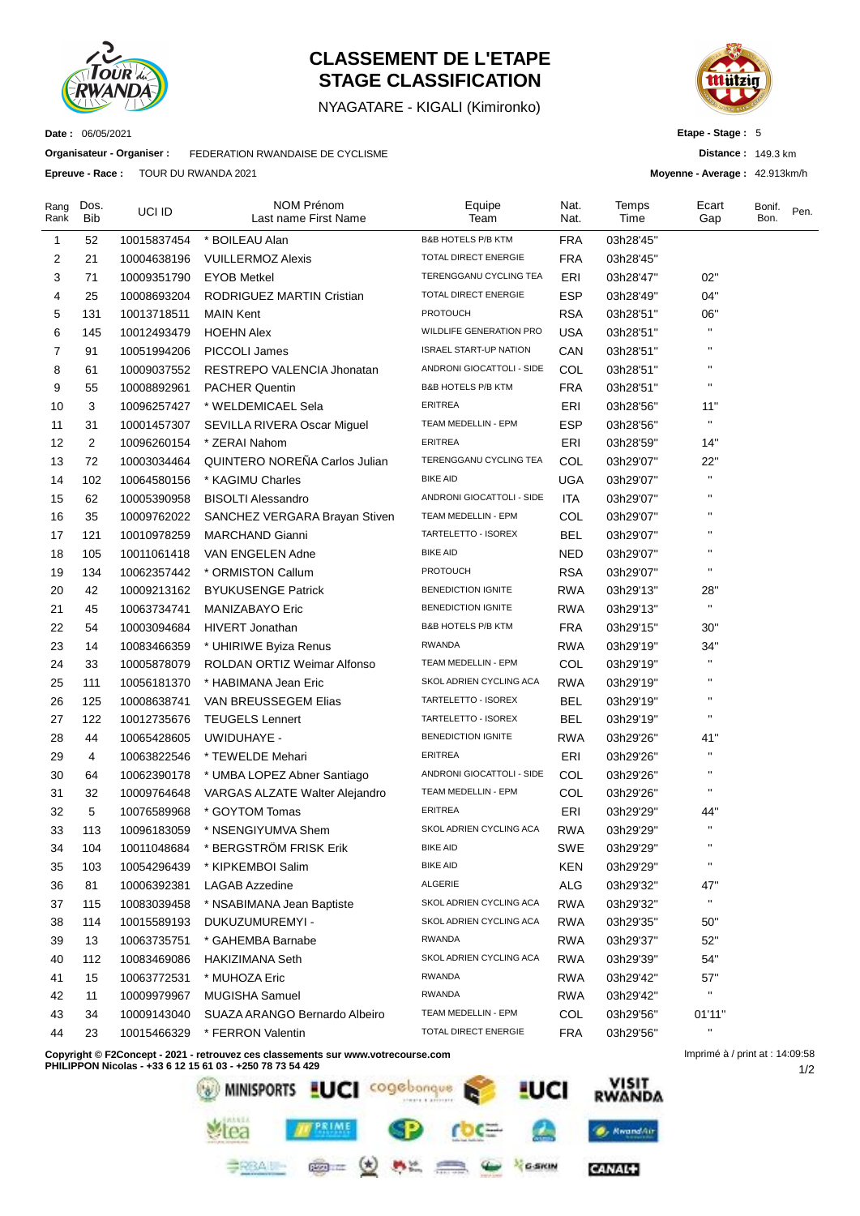# CLASSEMENT DE L'ETAPE
# STAGE CLASSIFICATION

NYAGATARE - KIGALI (Kimironko)

**Date :** 06/05/2021

**Organisateur - Organiser :** FEDERATION RWANDAISE DE CYCLISME

**Epreuve - Race :** TOUR DU RWANDA 2021

**Etape - Stage :** 5

**Distance :** 149.3 km

**Moyenne - Average :** 42.913km/h

| Rang Rank | Dos. Bib | UCI ID | NOM Prénom Last name First Name | Equipe Team | Nat. Nat. | Temps Time | Ecart Gap | Bonif. Bon. | Pen. |
|---|---|---|---|---|---|---|---|---|---|
| 1 | 52 | 10015837454 | * BOILEAU Alan | B&B HOTELS P/B KTM | FRA | 03h28'45'' | | | |
| 2 | 21 | 10004638196 | VUILLERMOZ Alexis | TOTAL DIRECT ENERGIE | FRA | 03h28'45'' | | | |
| 3 | 71 | 10009351790 | EYOB Metkel | TERENGGANU CYCLING TEA | ERI | 03h28'47'' | 02'' | | |
| 4 | 25 | 10008693204 | RODRIGUEZ MARTIN Cristian | TOTAL DIRECT ENERGIE | ESP | 03h28'49'' | 04'' | | |
| 5 | 131 | 10013718511 | MAIN Kent | PROTOUCH | RSA | 03h28'51'' | 06'' | | |
| 6 | 145 | 10012493479 | HOEHN Alex | WILDLIFE GENERATION PRO | USA | 03h28'51'' | '' | | |
| 7 | 91 | 10051994206 | PICCOLI James | ISRAEL START-UP NATION | CAN | 03h28'51'' | '' | | |
| 8 | 61 | 10009037552 | RESTREPO VALENCIA Jhonatan | ANDRONI GIOCATTOLI - SIDE | COL | 03h28'51'' | '' | | |
| 9 | 55 | 10008892961 | PACHER Quentin | B&B HOTELS P/B KTM | FRA | 03h28'51'' | '' | | |
| 10 | 3 | 10096257427 | * WELDEMICAEL Sela | ERITREA | ERI | 03h28'56'' | 11'' | | |
| 11 | 31 | 10001457307 | SEVILLA RIVERA Oscar Miguel | TEAM MEDELLIN - EPM | ESP | 03h28'56'' | '' | | |
| 12 | 2 | 10096260154 | * ZERAI Nahom | ERITREA | ERI | 03h28'59'' | 14'' | | |
| 13 | 72 | 10003034464 | QUINTERO NOREÑA Carlos Julian | TERENGGANU CYCLING TEA | COL | 03h29'07'' | 22'' | | |
| 14 | 102 | 10064580156 | * KAGIMU Charles | BIKE AID | UGA | 03h29'07'' | '' | | |
| 15 | 62 | 10005390958 | BISOLTI Alessandro | ANDRONI GIOCATTOLI - SIDE | ITA | 03h29'07'' | '' | | |
| 16 | 35 | 10009762022 | SANCHEZ VERGARA Brayan Stiven | TEAM MEDELLIN - EPM | COL | 03h29'07'' | '' | | |
| 17 | 121 | 10010978259 | MARCHAND Gianni | TARTELETTO - ISOREX | BEL | 03h29'07'' | '' | | |
| 18 | 105 | 10011061418 | VAN ENGELEN Adne | BIKE AID | NED | 03h29'07'' | '' | | |
| 19 | 134 | 10062357442 | * ORMISTON Callum | PROTOUCH | RSA | 03h29'07'' | '' | | |
| 20 | 42 | 10009213162 | BYUKUSENGE Patrick | BENEDICTION IGNITE | RWA | 03h29'13'' | 28'' | | |
| 21 | 45 | 10063734741 | MANIZABAYO Eric | BENEDICTION IGNITE | RWA | 03h29'13'' | '' | | |
| 22 | 54 | 10003094684 | HIVERT Jonathan | B&B HOTELS P/B KTM | FRA | 03h29'15'' | 30'' | | |
| 23 | 14 | 10083466359 | * UHIRIWE Byiza Renus | RWANDA | RWA | 03h29'19'' | 34'' | | |
| 24 | 33 | 10005878079 | ROLDAN ORTIZ Weimar Alfonso | TEAM MEDELLIN - EPM | COL | 03h29'19'' | '' | | |
| 25 | 111 | 10056181370 | * HABIMANA Jean Eric | SKOL ADRIEN CYCLING ACA | RWA | 03h29'19'' | '' | | |
| 26 | 125 | 10008638741 | VAN BREUSSEGEM Elias | TARTELETTO - ISOREX | BEL | 03h29'19'' | '' | | |
| 27 | 122 | 10012735676 | TEUGELS Lennert | TARTELETTO - ISOREX | BEL | 03h29'19'' | '' | | |
| 28 | 44 | 10065428605 | UWIDUHAYE - | BENEDICTION IGNITE | RWA | 03h29'26'' | 41'' | | |
| 29 | 4 | 10063822546 | * TEWELDE Mehari | ERITREA | ERI | 03h29'26'' | '' | | |
| 30 | 64 | 10062390178 | * UMBA LOPEZ Abner Santiago | ANDRONI GIOCATTOLI - SIDE | COL | 03h29'26'' | '' | | |
| 31 | 32 | 10009764648 | VARGAS ALZATE Walter Alejandro | TEAM MEDELLIN - EPM | COL | 03h29'26'' | '' | | |
| 32 | 5 | 10076589968 | * GOYTOM Tomas | ERITREA | ERI | 03h29'29'' | 44'' | | |
| 33 | 113 | 10096183059 | * NSENGIYUMVA Shem | SKOL ADRIEN CYCLING ACA | RWA | 03h29'29'' | '' | | |
| 34 | 104 | 10011048684 | * BERGSTRÖM FRISK Erik | BIKE AID | SWE | 03h29'29'' | '' | | |
| 35 | 103 | 10054296439 | * KIPKEMBOI Salim | BIKE AID | KEN | 03h29'29'' | '' | | |
| 36 | 81 | 10006392381 | LAGAB Azzedine | ALGERIE | ALG | 03h29'32'' | 47'' | | |
| 37 | 115 | 10083039458 | * NSABIMANA Jean Baptiste | SKOL ADRIEN CYCLING ACA | RWA | 03h29'32'' | '' | | |
| 38 | 114 | 10015589193 | DUKUZUMUREMYI - | SKOL ADRIEN CYCLING ACA | RWA | 03h29'35'' | 50'' | | |
| 39 | 13 | 10063735751 | * GAHEMBA Barnabe | RWANDA | RWA | 03h29'37'' | 52'' | | |
| 40 | 112 | 10083469086 | HAKIZIMANA Seth | SKOL ADRIEN CYCLING ACA | RWA | 03h29'39'' | 54'' | | |
| 41 | 15 | 10063772531 | * MUHOZA Eric | RWANDA | RWA | 03h29'42'' | 57'' | | |
| 42 | 11 | 10009979967 | MUGISHA Samuel | RWANDA | RWA | 03h29'42'' | '' | | |
| 43 | 34 | 10009143040 | SUAZA ARANGO Bernardo Albeiro | TEAM MEDELLIN - EPM | COL | 03h29'56'' | 01'11'' | | |
| 44 | 23 | 10015466329 | * FERRON Valentin | TOTAL DIRECT ENERGIE | FRA | 03h29'56'' | '' | | |

**Copyright © F2Concept - 2021 - retrouvez ces classements sur www.votrecourse.com**
**PHILIPPON Nicolas - +33 6 12 15 61 03 - +250 78 73 54 429**

Imprimé à / print at : 14:09:58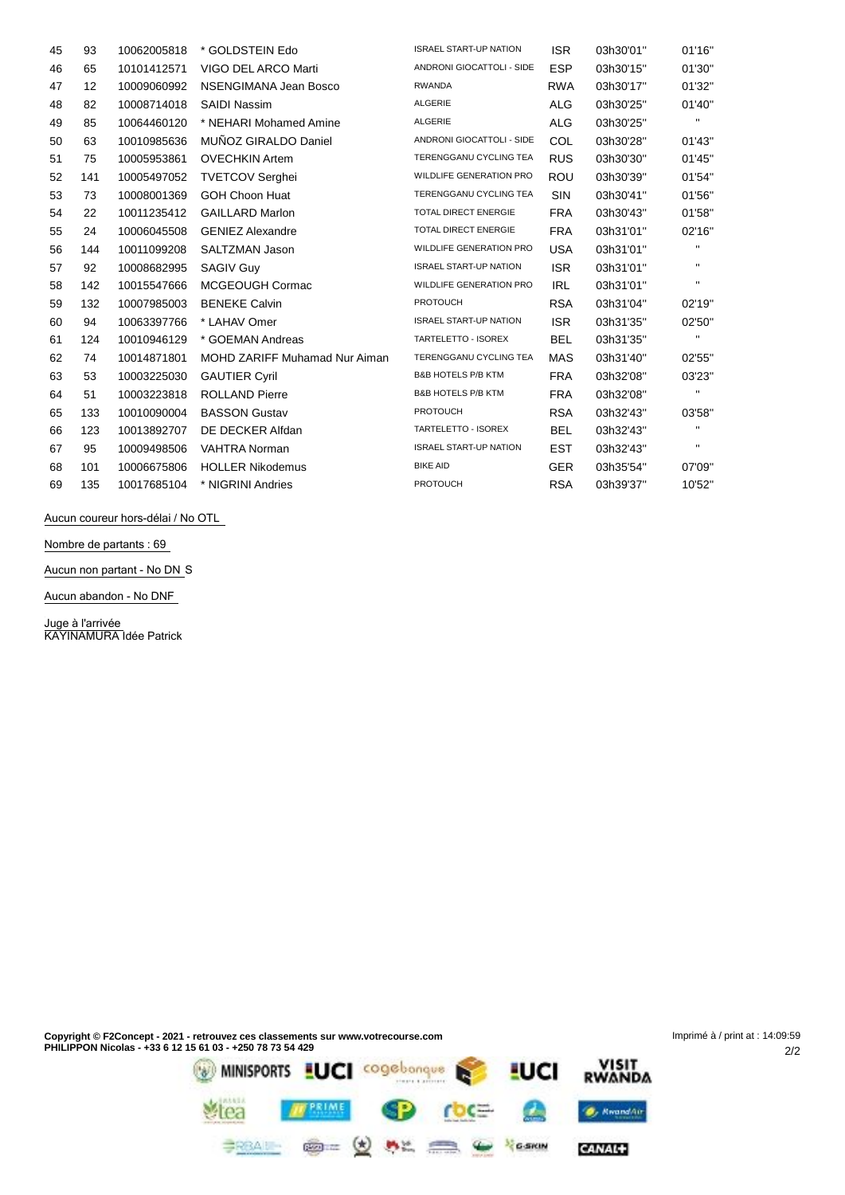| | | | | | | | |
|---|---|---|---|---|---|---|---|
| 45 | 93 | 10062005818 | * GOLDSTEIN Edo | ISRAEL START-UP NATION | ISR | 03h30'01'' | 01'16'' |
| 46 | 65 | 10101412571 | VIGO DEL ARCO Marti | ANDRONI GIOCATTOLI - SIDE | ESP | 03h30'15'' | 01'30'' |
| 47 | 12 | 10009060992 | NSENGIMANA Jean Bosco | RWANDA | RWA | 03h30'17'' | 01'32'' |
| 48 | 82 | 10008714018 | SAIDI Nassim | ALGERIE | ALG | 03h30'25'' | 01'40'' |
| 49 | 85 | 10064460120 | * NEHARI Mohamed Amine | ALGERIE | ALG | 03h30'25'' | " |
| 50 | 63 | 10010985636 | MUÑOZ GIRALDO Daniel | ANDRONI GIOCATTOLI - SIDE | COL | 03h30'28'' | 01'43'' |
| 51 | 75 | 10005953861 | OVECHKIN Artem | TERENGGANU CYCLING TEA | RUS | 03h30'30'' | 01'45'' |
| 52 | 141 | 10005497052 | TVETCOV Serghei | WILDLIFE GENERATION PRO | ROU | 03h30'39'' | 01'54'' |
| 53 | 73 | 10008001369 | GOH Choon Huat | TERENGGANU CYCLING TEA | SIN | 03h30'41'' | 01'56'' |
| 54 | 22 | 10011235412 | GAILLARD Marlon | TOTAL DIRECT ENERGIE | FRA | 03h30'43'' | 01'58'' |
| 55 | 24 | 10006045508 | GENIEZ Alexandre | TOTAL DIRECT ENERGIE | FRA | 03h31'01'' | 02'16'' |
| 56 | 144 | 10011099208 | SALTZMAN Jason | WILDLIFE GENERATION PRO | USA | 03h31'01'' | " |
| 57 | 92 | 10008682995 | SAGIV Guy | ISRAEL START-UP NATION | ISR | 03h31'01'' | " |
| 58 | 142 | 10015547666 | MCGEOUGH Cormac | WILDLIFE GENERATION PRO | IRL | 03h31'01'' | " |
| 59 | 132 | 10007985003 | BENEKE Calvin | PROTOUCH | RSA | 03h31'04'' | 02'19'' |
| 60 | 94 | 10063397766 | * LAHAV Omer | ISRAEL START-UP NATION | ISR | 03h31'35'' | 02'50'' |
| 61 | 124 | 10010946129 | * GOEMAN Andreas | TARTELETTO - ISOREX | BEL | 03h31'35'' | " |
| 62 | 74 | 10014871801 | MOHD ZARIFF Muhamad Nur Aiman | TERENGGANU CYCLING TEA | MAS | 03h31'40'' | 02'55'' |
| 63 | 53 | 10003225030 | GAUTIER Cyril | B&B HOTELS P/B KTM | FRA | 03h32'08'' | 03'23'' |
| 64 | 51 | 10003223818 | ROLLAND Pierre | B&B HOTELS P/B KTM | FRA | 03h32'08'' | " |
| 65 | 133 | 10010090004 | BASSON Gustav | PROTOUCH | RSA | 03h32'43'' | 03'58'' |
| 66 | 123 | 10013892707 | DE DECKER Alfdan | TARTELETTO - ISOREX | BEL | 03h32'43'' | " |
| 67 | 95 | 10009498506 | VAHTRA Norman | ISRAEL START-UP NATION | EST | 03h32'43'' | " |
| 68 | 101 | 10006675806 | HOLLER Nikodemus | BIKE AID | GER | 03h35'54'' | 07'09'' |
| 69 | 135 | 10017685104 | * NIGRINI Andries | PROTOUCH | RSA | 03h39'37'' | 10'52'' |

Aucun coureur hors-délai / No OTL

Nombre de partants : 69

Aucun non partant - No DNS

Aucun abandon - No DNF

Juge à l'arrivée
KAYINAMURA Idée Patrick

**Copyright © F2Concept - 2021 - retrouvez ces classements sur www.votrecourse.com**
**PHILIPPON Nicolas - +33 6 12 15 61 03 - +250 78 73 54 429**

Imprimé à / print at : 14:09:59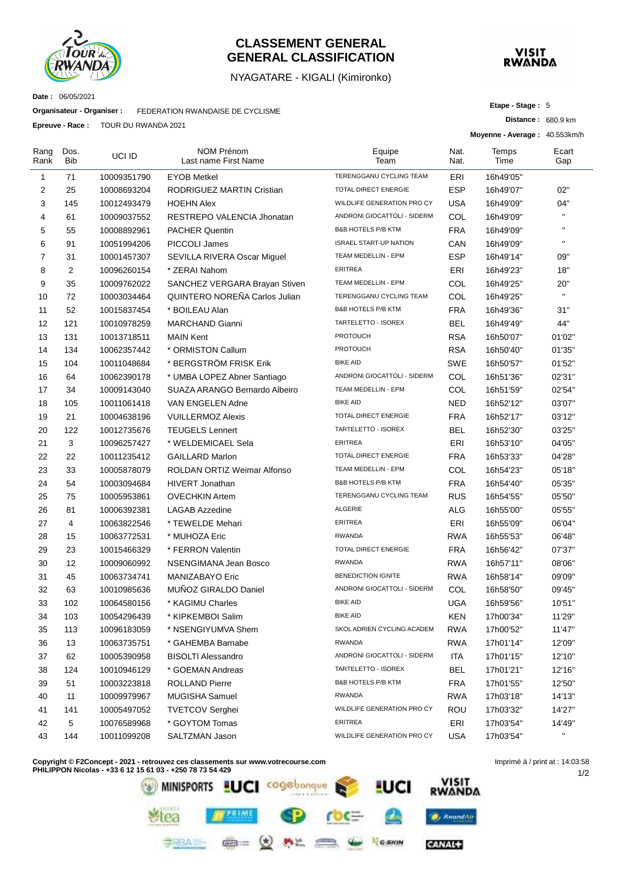# CLASSEMENT GENERAL
# GENERAL CLASSIFICATION

NYAGATARE - KIGALI (Kimironko)

**Date :** 06/05/2021

**Organisateur - Organiser :** FEDERATION RWANDAISE DE CYCLISME

**Epreuve - Race :** TOUR DU RWANDA 2021

**Etape - Stage :** 5

**Distance :** 680.9 km

**Moyenne - Average :** 40.553km/h

| Rang Rank | Dos. Bib | UCI ID | NOM Prénom Last name First Name | Equipe Team | Nat. Nat. | Temps Time | Ecart Gap |
|---|---|---|---|---|---|---|---|
| 1 | 71 | 10009351790 | EYOB Metkel | TERENGGANU CYCLING TEAM | ERI | 16h49'05'' | |
| 2 | 25 | 10008693204 | RODRIGUEZ MARTIN Cristian | TOTAL DIRECT ENERGIE | ESP | 16h49'07'' | 02'' |
| 3 | 145 | 10012493479 | HOEHN Alex | WILDLIFE GENERATION PRO CY | USA | 16h49'09'' | 04'' |
| 4 | 61 | 10009037552 | RESTREPO VALENCIA Jhonatan | ANDRONI GIOCATTOLI - SIDERM | COL | 16h49'09'' | " |
| 5 | 55 | 10008892961 | PACHER Quentin | B&B HOTELS P/B KTM | FRA | 16h49'09'' | " |
| 6 | 91 | 10051994206 | PICCOLI James | ISRAEL START-UP NATION | CAN | 16h49'09'' | " |
| 7 | 31 | 10001457307 | SEVILLA RIVERA Oscar Miguel | TEAM MEDELLIN - EPM | ESP | 16h49'14'' | 09'' |
| 8 | 2 | 10096260154 | * ZERAI Nahom | ERITREA | ERI | 16h49'23'' | 18'' |
| 9 | 35 | 10009762022 | SANCHEZ VERGARA Brayan Stiven | TEAM MEDELLIN - EPM | COL | 16h49'25'' | 20'' |
| 10 | 72 | 10003034464 | QUINTERO NOREÑA Carlos Julian | TERENGGANU CYCLING TEAM | COL | 16h49'25'' | " |
| 11 | 52 | 10015837454 | * BOILEAU Alan | B&B HOTELS P/B KTM | FRA | 16h49'36'' | 31'' |
| 12 | 121 | 10010978259 | MARCHAND Gianni | TARTELETTO - ISOREX | BEL | 16h49'49'' | 44'' |
| 13 | 131 | 10013718511 | MAIN Kent | PROTOUCH | RSA | 16h50'07'' | 01'02'' |
| 14 | 134 | 10062357442 | * ORMISTON Callum | PROTOUCH | RSA | 16h50'40'' | 01'35'' |
| 15 | 104 | 10011048684 | * BERGSTRÖM FRISK Erik | BIKE AID | SWE | 16h50'57'' | 01'52'' |
| 16 | 64 | 10062390178 | * UMBA LOPEZ Abner Santiago | ANDRONI GIOCATTOLI - SIDERM | COL | 16h51'36'' | 02'31'' |
| 17 | 34 | 10009143040 | SUAZA ARANGO Bernardo Albeiro | TEAM MEDELLIN - EPM | COL | 16h51'59'' | 02'54'' |
| 18 | 105 | 10011061418 | VAN ENGELEN Adne | BIKE AID | NED | 16h52'12'' | 03'07'' |
| 19 | 21 | 10004638196 | VUILLERMOZ Alexis | TOTAL DIRECT ENERGIE | FRA | 16h52'17'' | 03'12'' |
| 20 | 122 | 10012735676 | TEUGELS Lennert | TARTELETTO - ISOREX | BEL | 16h52'30'' | 03'25'' |
| 21 | 3 | 10096257427 | * WELDEMICAEL Sela | ERITREA | ERI | 16h53'10'' | 04'05'' |
| 22 | 22 | 10011235412 | GAILLARD Marlon | TOTAL DIRECT ENERGIE | FRA | 16h53'33'' | 04'28'' |
| 23 | 33 | 10005878079 | ROLDAN ORTIZ Weimar Alfonso | TEAM MEDELLIN - EPM | COL | 16h54'23'' | 05'18'' |
| 24 | 54 | 10003094684 | HIVERT Jonathan | B&B HOTELS P/B KTM | FRA | 16h54'40'' | 05'35'' |
| 25 | 75 | 10005953861 | OVECHKIN Artem | TERENGGANU CYCLING TEAM | RUS | 16h54'55'' | 05'50'' |
| 26 | 81 | 10006392381 | LAGAB Azzedine | ALGERIE | ALG | 16h55'00'' | 05'55'' |
| 27 | 4 | 10063822546 | * TEWELDE Mehari | ERITREA | ERI | 16h55'09'' | 06'04'' |
| 28 | 15 | 10063772531 | * MUHOZA Eric | RWANDA | RWA | 16h55'53'' | 06'48'' |
| 29 | 23 | 10015466329 | * FERRON Valentin | TOTAL DIRECT ENERGIE | FRA | 16h56'42'' | 07'37'' |
| 30 | 12 | 10009060992 | NSENGIMANA Jean Bosco | RWANDA | RWA | 16h57'11'' | 08'06'' |
| 31 | 45 | 10063734741 | MANIZABAYO Eric | BENEDICTION IGNITE | RWA | 16h58'14'' | 09'09'' |
| 32 | 63 | 10010985636 | MUÑOZ GIRALDO Daniel | ANDRONI GIOCATTOLI - SIDERM | COL | 16h58'50'' | 09'45'' |
| 33 | 102 | 10064580156 | * KAGIMU Charles | BIKE AID | UGA | 16h59'56'' | 10'51'' |
| 34 | 103 | 10054296439 | * KIPKEMBOI Salim | BIKE AID | KEN | 17h00'34'' | 11'29'' |
| 35 | 113 | 10096183059 | * NSENGIYUMVA Shem | SKOL ADRIEN CYCLING ACADEM | RWA | 17h00'52'' | 11'47'' |
| 36 | 13 | 10063735751 | * GAHEMBA Barnabe | RWANDA | RWA | 17h01'14'' | 12'09'' |
| 37 | 62 | 10005390958 | BISOLTI Alessandro | ANDRONI GIOCATTOLI - SIDERM | ITA | 17h01'15'' | 12'10'' |
| 38 | 124 | 10010946129 | * GOEMAN Andreas | TARTELETTO - ISOREX | BEL | 17h01'21'' | 12'16'' |
| 39 | 51 | 10003223818 | ROLLAND Pierre | B&B HOTELS P/B KTM | FRA | 17h01'55'' | 12'50'' |
| 40 | 11 | 10009979967 | MUGISHA Samuel | RWANDA | RWA | 17h03'18'' | 14'13'' |
| 41 | 141 | 10005497052 | TVETCOV Serghei | WILDLIFE GENERATION PRO CY | ROU | 17h03'32'' | 14'27'' |
| 42 | 5 | 10076589968 | * GOYTOM Tomas | ERITREA | ERI | 17h03'54'' | 14'49'' |
| 43 | 144 | 10011099208 | SALTZMAN Jason | WILDLIFE GENERATION PRO CY | USA | 17h03'54'' | " |

**Copyright © F2Concept - 2021 - retrouvez ces classements sur www.votrecourse.com**
**PHILIPPON Nicolas - +33 6 12 15 61 03 - +250 78 73 54 429**

Imprimé à / print at : 14:03:58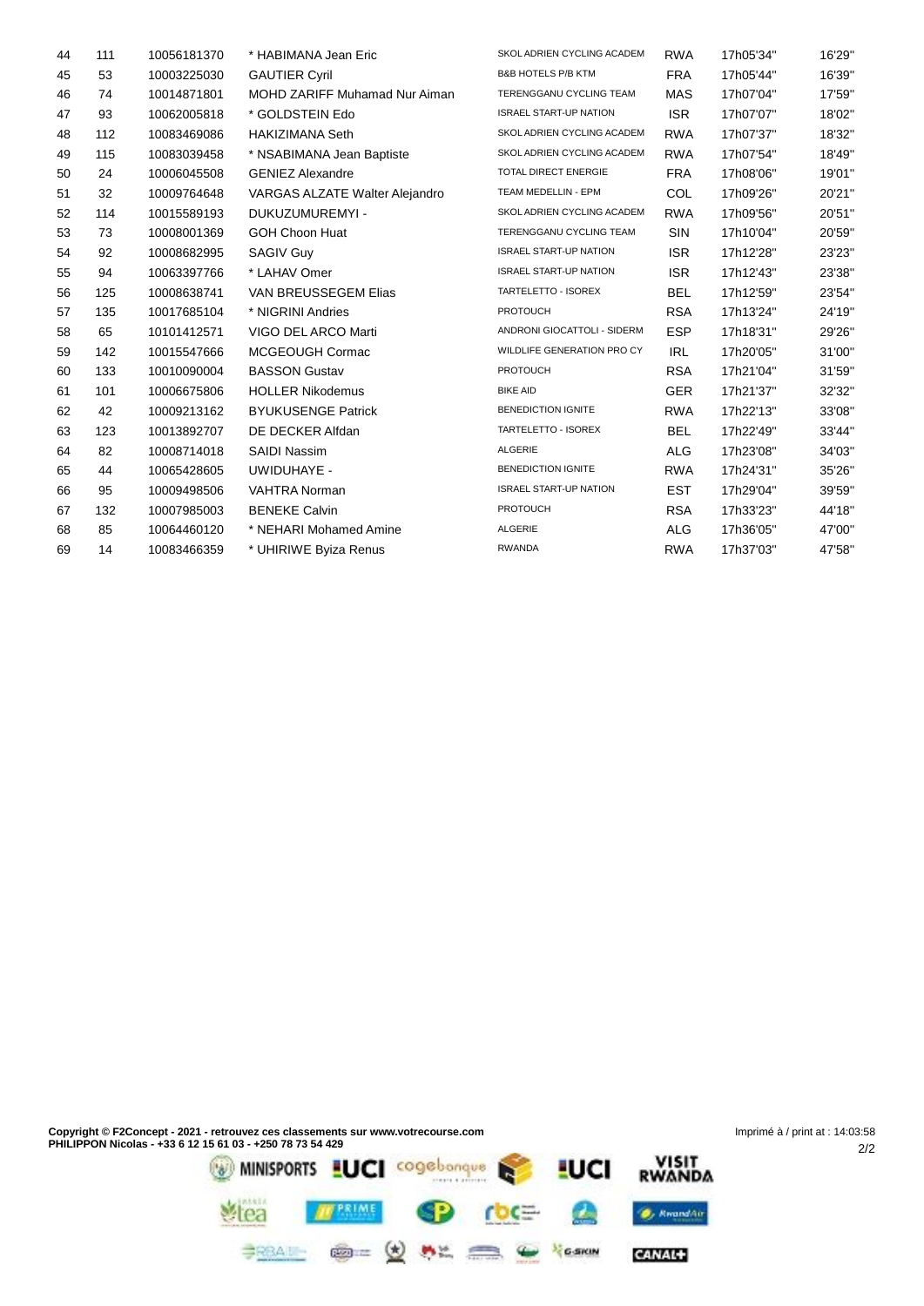| | | | | | | | |
|---|---|---|---|---|---|---|---|
| 44 | 111 | 10056181370 | * HABIMANA Jean Eric | SKOL ADRIEN CYCLING ACADEM | RWA | 17h05'34'' | 16'29'' |
| 45 | 53 | 10003225030 | GAUTIER Cyril | B&B HOTELS P/B KTM | FRA | 17h05'44'' | 16'39'' |
| 46 | 74 | 10014871801 | MOHD ZARIFF Muhamad Nur Aiman | TERENGGANU CYCLING TEAM | MAS | 17h07'04'' | 17'59'' |
| 47 | 93 | 10062005818 | * GOLDSTEIN Edo | ISRAEL START-UP NATION | ISR | 17h07'07'' | 18'02'' |
| 48 | 112 | 10083469086 | HAKIZIMANA Seth | SKOL ADRIEN CYCLING ACADEM | RWA | 17h07'37'' | 18'32'' |
| 49 | 115 | 10083039458 | * NSABIMANA Jean Baptiste | SKOL ADRIEN CYCLING ACADEM | RWA | 17h07'54'' | 18'49'' |
| 50 | 24 | 10006045508 | GENIEZ Alexandre | TOTAL DIRECT ENERGIE | FRA | 17h08'06'' | 19'01'' |
| 51 | 32 | 10009764648 | VARGAS ALZATE Walter Alejandro | TEAM MEDELLIN - EPM | COL | 17h09'26'' | 20'21'' |
| 52 | 114 | 10015589193 | DUKUZUMUREMYI - | SKOL ADRIEN CYCLING ACADEM | RWA | 17h09'56'' | 20'51'' |
| 53 | 73 | 10008001369 | GOH Choon Huat | TERENGGANU CYCLING TEAM | SIN | 17h10'04'' | 20'59'' |
| 54 | 92 | 10008682995 | SAGIV Guy | ISRAEL START-UP NATION | ISR | 17h12'28'' | 23'23'' |
| 55 | 94 | 10063397766 | * LAHAV Omer | ISRAEL START-UP NATION | ISR | 17h12'43'' | 23'38'' |
| 56 | 125 | 10008638741 | VAN BREUSSEGEM Elias | TARTELETTO - ISOREX | BEL | 17h12'59'' | 23'54'' |
| 57 | 135 | 10017685104 | * NIGRINI Andries | PROTOUCH | RSA | 17h13'24'' | 24'19'' |
| 58 | 65 | 10101412571 | VIGO DEL ARCO Marti | ANDRONI GIOCATTOLI - SIDERM | ESP | 17h18'31'' | 29'26'' |
| 59 | 142 | 10015547666 | MCGEOUGH Cormac | WILDLIFE GENERATION PRO CY | IRL | 17h20'05'' | 31'00'' |
| 60 | 133 | 10010090004 | BASSON Gustav | PROTOUCH | RSA | 17h21'04'' | 31'59'' |
| 61 | 101 | 10006675806 | HOLLER Nikodemus | BIKE AID | GER | 17h21'37'' | 32'32'' |
| 62 | 42 | 10009213162 | BYUKUSENGE Patrick | BENEDICTION IGNITE | RWA | 17h22'13'' | 33'08'' |
| 63 | 123 | 10013892707 | DE DECKER Alfdan | TARTELETTO - ISOREX | BEL | 17h22'49'' | 33'44'' |
| 64 | 82 | 10008714018 | SAIDI Nassim | ALGERIE | ALG | 17h23'08'' | 34'03'' |
| 65 | 44 | 10065428605 | UWIDUHAYE - | BENEDICTION IGNITE | RWA | 17h24'31'' | 35'26'' |
| 66 | 95 | 10009498506 | VAHTRA Norman | ISRAEL START-UP NATION | EST | 17h29'04'' | 39'59'' |
| 67 | 132 | 10007985003 | BENEKE Calvin | PROTOUCH | RSA | 17h33'23'' | 44'18'' |
| 68 | 85 | 10064460120 | * NEHARI Mohamed Amine | ALGERIE | ALG | 17h36'05'' | 47'00'' |
| 69 | 14 | 10083466359 | * UHIRIWE Byiza Renus | RWANDA | RWA | 17h37'03'' | 47'58'' |

**Copyright © F2Concept - 2021 - retrouvez ces classements sur www.votrecourse.com**
**PHILIPPON Nicolas - +33 6 12 15 61 03 - +250 78 73 54 429**

Imprimé à / print at : 14:03:58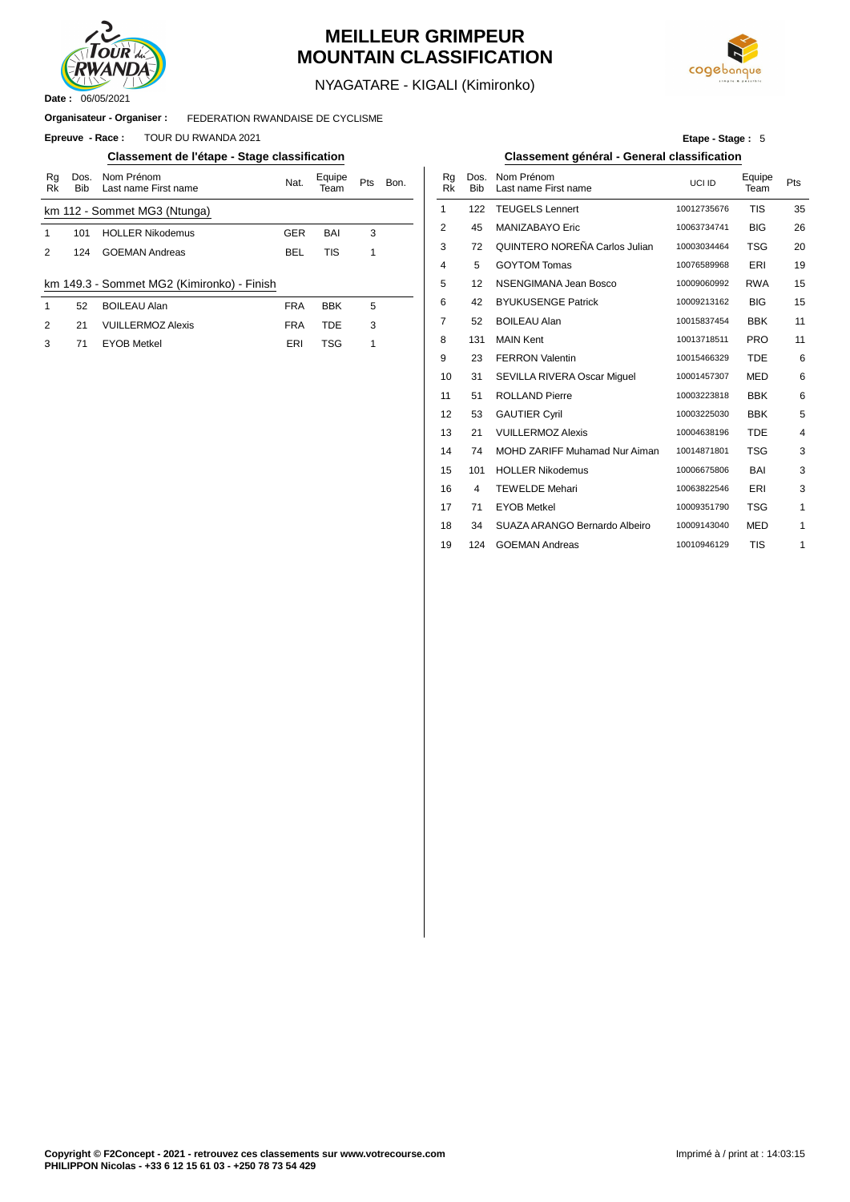# MEILLEUR GRIMPEUR
# MOUNTAIN CLASSIFICATION

NYAGATARE - KIGALI (Kimironko)

**Date :** 06/05/2021

**Organisateur - Organiser :** FEDERATION RWANDAISE DE CYCLISME

**Epreuve - Race :** TOUR DU RWANDA 2021

**Etape - Stage :** 5

## Classement de l'étape - Stage classification

km 112 - Sommet MG3 (Ntunga)

| Rg Rk | Dos. Bib | Nom Prénom Last name First name | Nat. | Equipe Team | Pts | Bon. |
|---|---|---|---|---|---|---|
| 1 | 101 | HOLLER Nikodemus | GER | BAI | 3 | |
| 2 | 124 | GOEMAN Andreas | BEL | TIS | 1 | |

km 149.3 - Sommet MG2 (Kimironko) - Finish

| Rg Rk | Dos. Bib | Nom Prénom Last name First name | Nat. | Equipe Team | Pts | Bon. |
|---|---|---|---|---|---|---|
| 1 | 52 | BOILEAU Alan | FRA | BBK | 5 | |
| 2 | 21 | VUILLERMOZ Alexis | FRA | TDE | 3 | |
| 3 | 71 | EYOB Metkel | ERI | TSG | 1 | |

## Classement général - General classification

| Rg Rk | Dos. Bib | Nom Prénom Last name First name | UCI ID | Equipe Team | Pts |
|---|---|---|---|---|---|
| 1 | 122 | TEUGELS Lennert | 10012735676 | TIS | 35 |
| 2 | 45 | MANIZABAYO Eric | 10063734741 | BIG | 26 |
| 3 | 72 | QUINTERO NOREÑA Carlos Julian | 10003034464 | TSG | 20 |
| 4 | 5 | GOYTOM Tomas | 10076589968 | ERI | 19 |
| 5 | 12 | NSENGIMANA Jean Bosco | 10009060992 | RWA | 15 |
| 6 | 42 | BYUKUSENGE Patrick | 10009213162 | BIG | 15 |
| 7 | 52 | BOILEAU Alan | 10015837454 | BBK | 11 |
| 8 | 131 | MAIN Kent | 10013718511 | PRO | 11 |
| 9 | 23 | FERRON Valentin | 10015466329 | TDE | 6 |
| 10 | 31 | SEVILLA RIVERA Oscar Miguel | 10001457307 | MED | 6 |
| 11 | 51 | ROLLAND Pierre | 10003223818 | BBK | 6 |
| 12 | 53 | GAUTIER Cyril | 10003225030 | BBK | 5 |
| 13 | 21 | VUILLERMOZ Alexis | 10004638196 | TDE | 4 |
| 14 | 74 | MOHD ZARIFF Muhamad Nur Aiman | 10014871801 | TSG | 3 |
| 15 | 101 | HOLLER Nikodemus | 10006675806 | BAI | 3 |
| 16 | 4 | TEWELDE Mehari | 10063822546 | ERI | 3 |
| 17 | 71 | EYOB Metkel | 10009351790 | TSG | 1 |
| 18 | 34 | SUAZA ARANGO Bernardo Albeiro | 10009143040 | MED | 1 |
| 19 | 124 | GOEMAN Andreas | 10010946129 | TIS | 1 |

**Copyright © F2Concept - 2021 - retrouvez ces classements sur www.votrecourse.com**
**PHILIPPON Nicolas - +33 6 12 15 61 03 - +250 78 73 54 429**

Imprimé à / print at : 14:03:15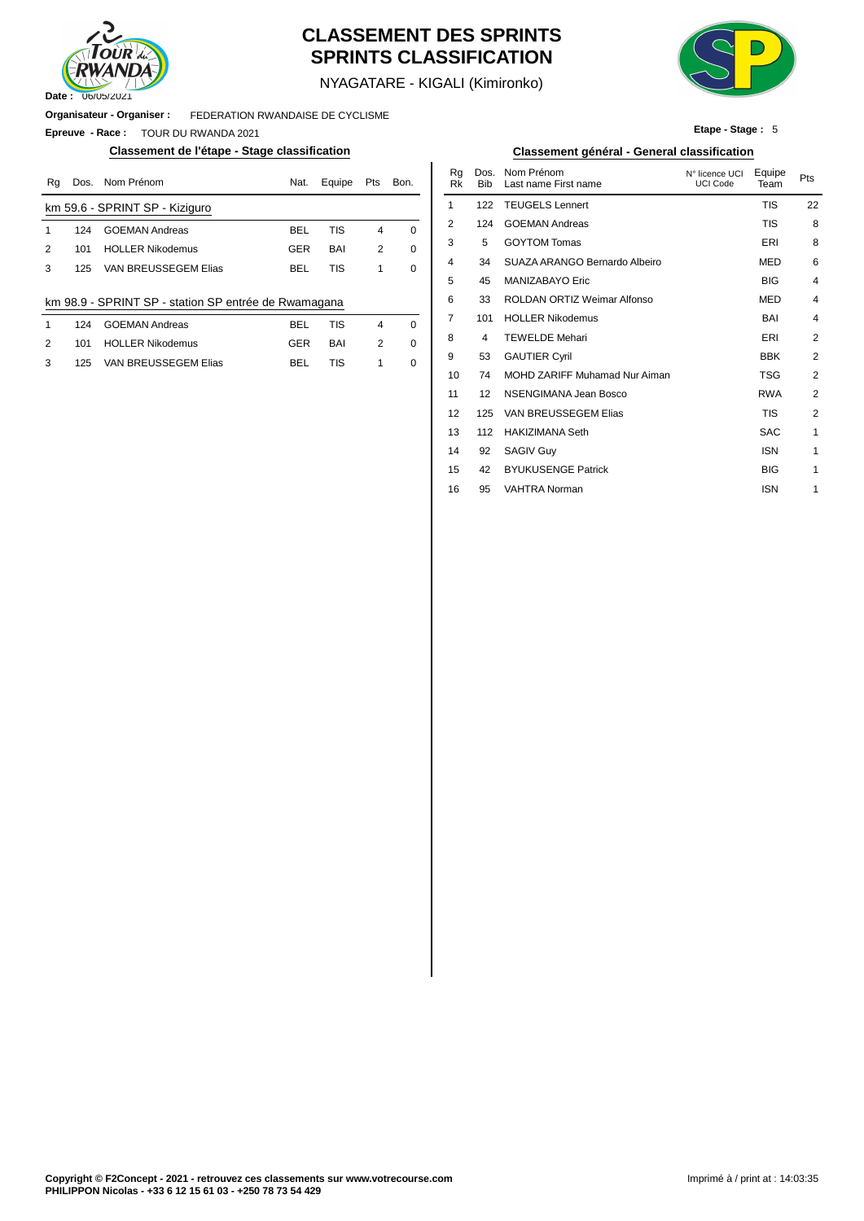# CLASSEMENT DES SPRINTS
# SPRINTS CLASSIFICATION

NYAGATARE - KIGALI (Kimironko)

**Date :** 06/05/2021

**Organisateur - Organiser :** FEDERATION RWANDAISE DE CYCLISME

**Epreuve - Race :** TOUR DU RWANDA 2021

**Etape - Stage :** 5

## Classement de l'étape - Stage classification

**km 59.6 - SPRINT SP - Kiziguro**

| Rg | Dos. | Nom Prénom | Nat. | Equipe | Pts | Bon. |
|---|---|---|---|---|---|---|
| 1 | 124 | GOEMAN Andreas | BEL | TIS | 4 | 0 |
| 2 | 101 | HOLLER Nikodemus | GER | BAI | 2 | 0 |
| 3 | 125 | VAN BREUSSEGEM Elias | BEL | TIS | 1 | 0 |

**km 98.9 - SPRINT SP - station SP entrée de Rwamagana**

| Rg | Dos. | Nom Prénom | Nat. | Equipe | Pts | Bon. |
|---|---|---|---|---|---|---|
| 1 | 124 | GOEMAN Andreas | BEL | TIS | 4 | 0 |
| 2 | 101 | HOLLER Nikodemus | GER | BAI | 2 | 0 |
| 3 | 125 | VAN BREUSSEGEM Elias | BEL | TIS | 1 | 0 |

## Classement général - General classification

| Rg Rk | Dos. Bib | Nom Prénom Last name First name | N° licence UCI UCI Code | Equipe Team | Pts |
|---|---|---|---|---|---|
| 1 | 122 | TEUGELS Lennert | | TIS | 22 |
| 2 | 124 | GOEMAN Andreas | | TIS | 8 |
| 3 | 5 | GOYTOM Tomas | | ERI | 8 |
| 4 | 34 | SUAZA ARANGO Bernardo Albeiro | | MED | 6 |
| 5 | 45 | MANIZABAYO Eric | | BIG | 4 |
| 6 | 33 | ROLDAN ORTIZ Weimar Alfonso | | MED | 4 |
| 7 | 101 | HOLLER Nikodemus | | BAI | 4 |
| 8 | 4 | TEWELDE Mehari | | ERI | 2 |
| 9 | 53 | GAUTIER Cyril | | BBK | 2 |
| 10 | 74 | MOHD ZARIFF Muhamad Nur Aiman | | TSG | 2 |
| 11 | 12 | NSENGIMANA Jean Bosco | | RWA | 2 |
| 12 | 125 | VAN BREUSSEGEM Elias | | TIS | 2 |
| 13 | 112 | HAKIZIMANA Seth | | SAC | 1 |
| 14 | 92 | SAGIV Guy | | ISN | 1 |
| 15 | 42 | BYUKUSENGE Patrick | | BIG | 1 |
| 16 | 95 | VAHTRA Norman | | ISN | 1 |

**Copyright © F2Concept - 2021 - retrouvez ces classements sur www.votrecourse.com**
**PHILIPPON Nicolas - +33 6 12 15 61 03 - +250 78 73 54 429**

Imprimé à / print at : 14:03:35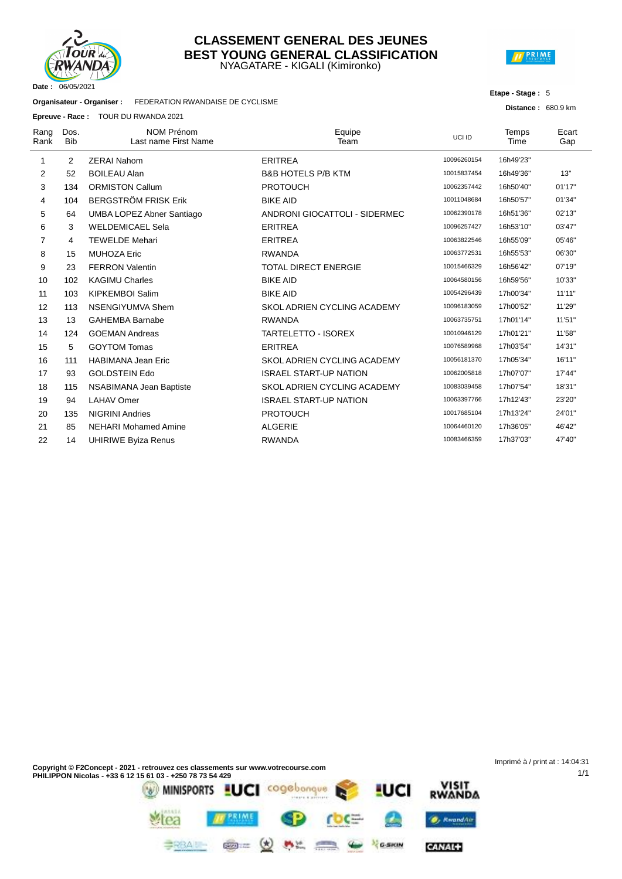# CLASSEMENT GENERAL DES JEUNES
# BEST YOUNG GENERAL CLASSIFICATION

NYAGATARE - KIGALI (Kimironko)

**Date :** 06/05/2021

**Organisateur - Organiser :** FEDERATION RWANDAISE DE CYCLISME

**Epreuve - Race :** TOUR DU RWANDA 2021

**Etape - Stage :** 5

**Distance :** 680.9 km

| Rang Rank | Dos. Bib | NOM Prénom Last name First Name | Equipe Team | UCI ID | Temps Time | Ecart Gap |
|---|---|---|---|---|---|---|
| 1 | 2 | ZERAI Nahom | ERITREA | 10096260154 | 16h49'23" | |
| 2 | 52 | BOILEAU Alan | B&B HOTELS P/B KTM | 10015837454 | 16h49'36" | 13" |
| 3 | 134 | ORMISTON Callum | PROTOUCH | 10062357442 | 16h50'40" | 01'17" |
| 4 | 104 | BERGSTRÖM FRISK Erik | BIKE AID | 10011048684 | 16h50'57" | 01'34" |
| 5 | 64 | UMBA LOPEZ Abner Santiago | ANDRONI GIOCATTOLI - SIDERMEC | 10062390178 | 16h51'36" | 02'13" |
| 6 | 3 | WELDEMICAEL Sela | ERITREA | 10096257427 | 16h53'10" | 03'47" |
| 7 | 4 | TEWELDE Mehari | ERITREA | 10063822546 | 16h55'09" | 05'46" |
| 8 | 15 | MUHOZA Eric | RWANDA | 10063772531 | 16h55'53" | 06'30" |
| 9 | 23 | FERRON Valentin | TOTAL DIRECT ENERGIE | 10015466329 | 16h56'42" | 07'19" |
| 10 | 102 | KAGIMU Charles | BIKE AID | 10064580156 | 16h59'56" | 10'33" |
| 11 | 103 | KIPKEMBOI Salim | BIKE AID | 10054296439 | 17h00'34" | 11'11" |
| 12 | 113 | NSENGIYUMVA Shem | SKOL ADRIEN CYCLING ACADEMY | 10096183059 | 17h00'52" | 11'29" |
| 13 | 13 | GAHEMBA Barnabe | RWANDA | 10063735751 | 17h01'14" | 11'51" |
| 14 | 124 | GOEMAN Andreas | TARTELETTO - ISOREX | 10010946129 | 17h01'21" | 11'58" |
| 15 | 5 | GOYTOM Tomas | ERITREA | 10076589968 | 17h03'54" | 14'31" |
| 16 | 111 | HABIMANA Jean Eric | SKOL ADRIEN CYCLING ACADEMY | 10056181370 | 17h05'34" | 16'11" |
| 17 | 93 | GOLDSTEIN Edo | ISRAEL START-UP NATION | 10062005818 | 17h07'07" | 17'44" |
| 18 | 115 | NSABIMANA Jean Baptiste | SKOL ADRIEN CYCLING ACADEMY | 10083039458 | 17h07'54" | 18'31" |
| 19 | 94 | LAHAV Omer | ISRAEL START-UP NATION | 10063397766 | 17h12'43" | 23'20" |
| 20 | 135 | NIGRINI Andries | PROTOUCH | 10017685104 | 17h13'24" | 24'01" |
| 21 | 85 | NEHARI Mohamed Amine | ALGERIE | 10064460120 | 17h36'05" | 46'42" |
| 22 | 14 | UHIRIWE Byiza Renus | RWANDA | 10083466359 | 17h37'03" | 47'40" |

**Copyright © F2Concept - 2021 - retrouvez ces classements sur www.votrecourse.com**
**PHILIPPON Nicolas - +33 6 12 15 61 03 - +250 78 73 54 429**

Imprimé à / print at : 14:04:31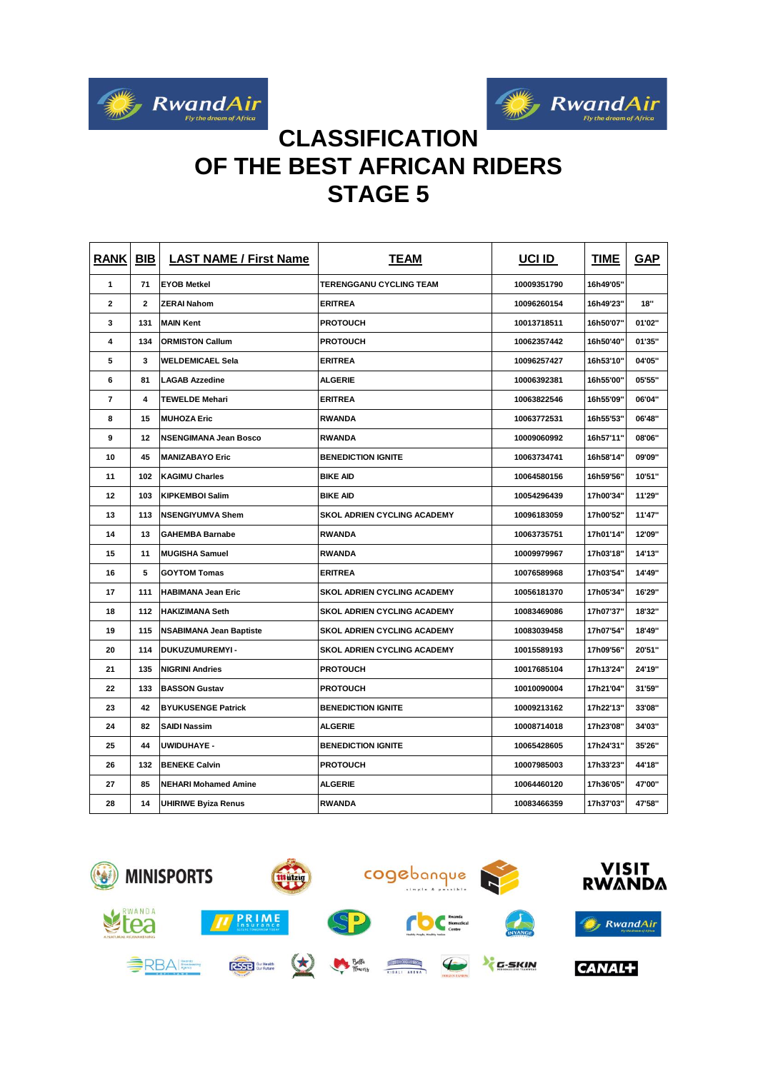# CLASSIFICATION OF THE BEST AFRICAN RIDERS STAGE 5

| RANK | BIB | LAST NAME / First Name | TEAM | UCI ID | TIME | GAP |
|---|---|---|---|---|---|---|
| 1 | 71 | EYOB Metkel | TERENGGANU CYCLING TEAM | 10009351790 | 16h49'05'' | |
| 2 | 2 | ZERAI Nahom | ERITREA | 10096260154 | 16h49'23'' | 18'' |
| 3 | 131 | MAIN Kent | PROTOUCH | 10013718511 | 16h50'07'' | 01'02'' |
| 4 | 134 | ORMISTON Callum | PROTOUCH | 10062357442 | 16h50'40'' | 01'35'' |
| 5 | 3 | WELDEMICAEL Sela | ERITREA | 10096257427 | 16h53'10'' | 04'05'' |
| 6 | 81 | LAGAB Azzedine | ALGERIE | 10006392381 | 16h55'00'' | 05'55'' |
| 7 | 4 | TEWELDE Mehari | ERITREA | 10063822546 | 16h55'09'' | 06'04'' |
| 8 | 15 | MUHOZA Eric | RWANDA | 10063772531 | 16h55'53'' | 06'48'' |
| 9 | 12 | NSENGIMANA Jean Bosco | RWANDA | 10009060992 | 16h57'11'' | 08'06'' |
| 10 | 45 | MANIZABAYO Eric | BENEDICTION IGNITE | 10063734741 | 16h58'14'' | 09'09'' |
| 11 | 102 | KAGIMU Charles | BIKE AID | 10064580156 | 16h59'56'' | 10'51'' |
| 12 | 103 | KIPKEMBOI Salim | BIKE AID | 10054296439 | 17h00'34'' | 11'29'' |
| 13 | 113 | NSENGIYUMVA Shem | SKOL ADRIEN CYCLING ACADEMY | 10096183059 | 17h00'52'' | 11'47'' |
| 14 | 13 | GAHEMBA Barnabe | RWANDA | 10063735751 | 17h01'14'' | 12'09'' |
| 15 | 11 | MUGISHA Samuel | RWANDA | 10009979967 | 17h03'18'' | 14'13'' |
| 16 | 5 | GOYTOM Tomas | ERITREA | 10076589968 | 17h03'54'' | 14'49'' |
| 17 | 111 | HABIMANA Jean Eric | SKOL ADRIEN CYCLING ACADEMY | 10056181370 | 17h05'34'' | 16'29'' |
| 18 | 112 | HAKIZIMANA Seth | SKOL ADRIEN CYCLING ACADEMY | 10083469086 | 17h07'37'' | 18'32'' |
| 19 | 115 | NSABIMANA Jean Baptiste | SKOL ADRIEN CYCLING ACADEMY | 10083039458 | 17h07'54'' | 18'49'' |
| 20 | 114 | DUKUZUMUREMYI - | SKOL ADRIEN CYCLING ACADEMY | 10015589193 | 17h09'56'' | 20'51'' |
| 21 | 135 | NIGRINI Andries | PROTOUCH | 10017685104 | 17h13'24'' | 24'19'' |
| 22 | 133 | BASSON Gustav | PROTOUCH | 10010090004 | 17h21'04'' | 31'59'' |
| 23 | 42 | BYUKUSENGE Patrick | BENEDICTION IGNITE | 10009213162 | 17h22'13'' | 33'08'' |
| 24 | 82 | SAIDI Nassim | ALGERIE | 10008714018 | 17h23'08'' | 34'03'' |
| 25 | 44 | UWIDUHAYE - | BENEDICTION IGNITE | 10065428605 | 17h24'31'' | 35'26'' |
| 26 | 132 | BENEKE Calvin | PROTOUCH | 10007985003 | 17h33'23'' | 44'18'' |
| 27 | 85 | NEHARI Mohamed Amine | ALGERIE | 10064460120 | 17h36'05'' | 47'00'' |
| 28 | 14 | UHIRIWE Byiza Renus | RWANDA | 10083466359 | 17h37'03'' | 47'58'' |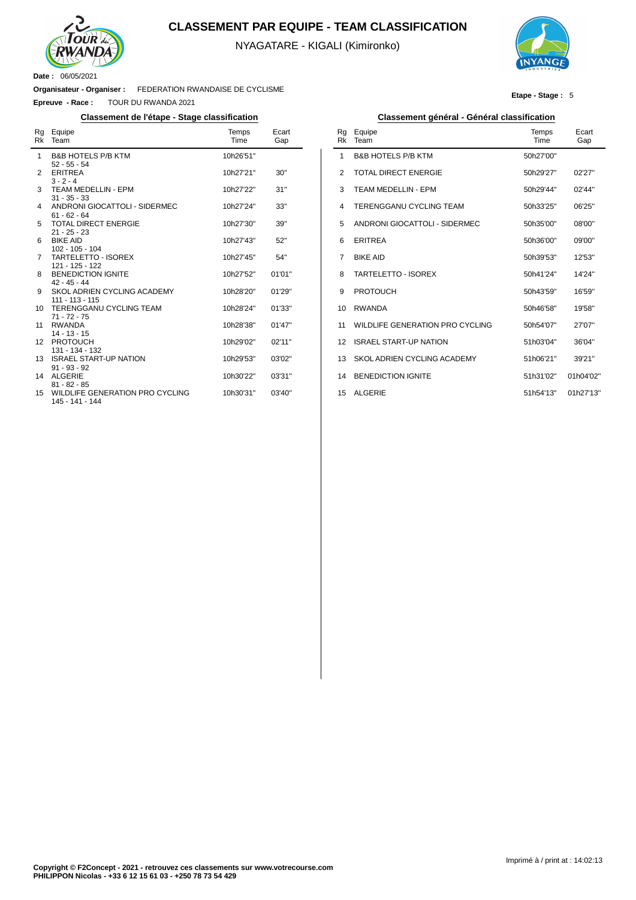# CLASSEMENT PAR EQUIPE - TEAM CLASSIFICATION

NYAGATARE - KIGALI (Kimironko)

**Date :** 06/05/2021

**Organisateur - Organiser :** FEDERATION RWANDAISE DE CYCLISME

**Epreuve - Race :** TOUR DU RWANDA 2021

**Etape - Stage :** 5

## Classement de l'étape - Stage classification

| Rg Rk | Equipe Team | Temps Time | Ecart Gap |
|---|---|---|---|
| 1 | B&B HOTELS P/B KTM<br>52 - 55 - 54 | 10h26'51'' | |
| 2 | ERITREA<br>3 - 2 - 4 | 10h27'21'' | 30'' |
| 3 | TEAM MEDELLIN - EPM<br>31 - 35 - 33 | 10h27'22'' | 31'' |
| 4 | ANDRONI GIOCATTOLI - SIDERMEC<br>61 - 62 - 64 | 10h27'24'' | 33'' |
| 5 | TOTAL DIRECT ENERGIE<br>21 - 25 - 23 | 10h27'30'' | 39'' |
| 6 | BIKE AID<br>102 - 105 - 104 | 10h27'43'' | 52'' |
| 7 | TARTELETTO - ISOREX<br>121 - 125 - 122 | 10h27'45'' | 54'' |
| 8 | BENEDICTION IGNITE<br>42 - 45 - 44 | 10h27'52'' | 01'01'' |
| 9 | SKOL ADRIEN CYCLING ACADEMY<br>111 - 113 - 115 | 10h28'20'' | 01'29'' |
| 10 | TERENGGANU CYCLING TEAM<br>71 - 72 - 75 | 10h28'24'' | 01'33'' |
| 11 | RWANDA<br>14 - 13 - 15 | 10h28'38'' | 01'47'' |
| 12 | PROTOUCH<br>131 - 134 - 132 | 10h29'02'' | 02'11'' |
| 13 | ISRAEL START-UP NATION<br>91 - 93 - 92 | 10h29'53'' | 03'02'' |
| 14 | ALGERIE<br>81 - 82 - 85 | 10h30'22'' | 03'31'' |
| 15 | WILDLIFE GENERATION PRO CYCLING<br>145 - 141 - 144 | 10h30'31'' | 03'40'' |

## Classement général - Général classification

| Rg Rk | Equipe Team | Temps Time | Ecart Gap |
|---|---|---|---|
| 1 | B&B HOTELS P/B KTM | 50h27'00'' | |
| 2 | TOTAL DIRECT ENERGIE | 50h29'27'' | 02'27'' |
| 3 | TEAM MEDELLIN - EPM | 50h29'44'' | 02'44'' |
| 4 | TERENGGANU CYCLING TEAM | 50h33'25'' | 06'25'' |
| 5 | ANDRONI GIOCATTOLI - SIDERMEC | 50h35'00'' | 08'00'' |
| 6 | ERITREA | 50h36'00'' | 09'00'' |
| 7 | BIKE AID | 50h39'53'' | 12'53'' |
| 8 | TARTELETTO - ISOREX | 50h41'24'' | 14'24'' |
| 9 | PROTOUCH | 50h43'59'' | 16'59'' |
| 10 | RWANDA | 50h46'58'' | 19'58'' |
| 11 | WILDLIFE GENERATION PRO CYCLING | 50h54'07'' | 27'07'' |
| 12 | ISRAEL START-UP NATION | 51h03'04'' | 36'04'' |
| 13 | SKOL ADRIEN CYCLING ACADEMY | 51h06'21'' | 39'21'' |
| 14 | BENEDICTION IGNITE | 51h31'02'' | 01h04'02'' |
| 15 | ALGERIE | 51h54'13'' | 01h27'13'' |

**Copyright © F2Concept - 2021 - retrouvez ces classements sur www.votrecourse.com**
**PHILIPPON Nicolas - +33 6 12 15 61 03 - +250 78 73 54 429**

Imprimé à / print at : 14:02:13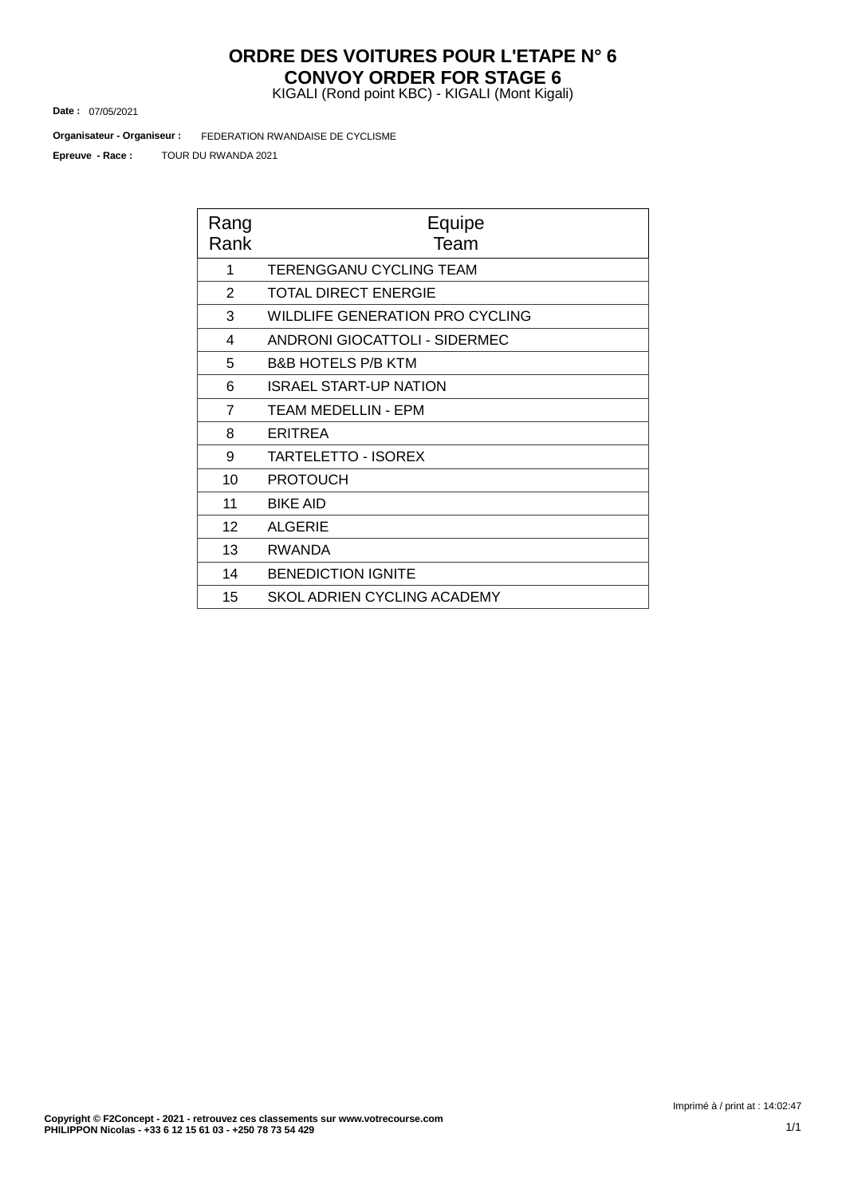# ORDRE DES VOITURES POUR L'ETAPE N° 6
# CONVOY ORDER FOR STAGE 6

KIGALI (Rond point KBC) - KIGALI (Mont Kigali)

**Date :** 07/05/2021

**Organisateur - Organiseur :** FEDERATION RWANDAISE DE CYCLISME

**Epreuve - Race :** TOUR DU RWANDA 2021

| Rang Rank | Equipe Team |
|---|---|
| 1 | TERENGGANU CYCLING TEAM |
| 2 | TOTAL DIRECT ENERGIE |
| 3 | WILDLIFE GENERATION PRO CYCLING |
| 4 | ANDRONI GIOCATTOLI - SIDERMEC |
| 5 | B&B HOTELS P/B KTM |
| 6 | ISRAEL START-UP NATION |
| 7 | TEAM MEDELLIN - EPM |
| 8 | ERITREA |
| 9 | TARTELETTO - ISOREX |
| 10 | PROTOUCH |
| 11 | BIKE AID |
| 12 | ALGERIE |
| 13 | RWANDA |
| 14 | BENEDICTION IGNITE |
| 15 | SKOL ADRIEN CYCLING ACADEMY |

Imprimé à / print at : 14:02:47

**Copyright © F2Concept - 2021 - retrouvez ces classements sur www.votrecourse.com**
**PHILIPPON Nicolas - +33 6 12 15 61 03 - +250 78 73 54 429**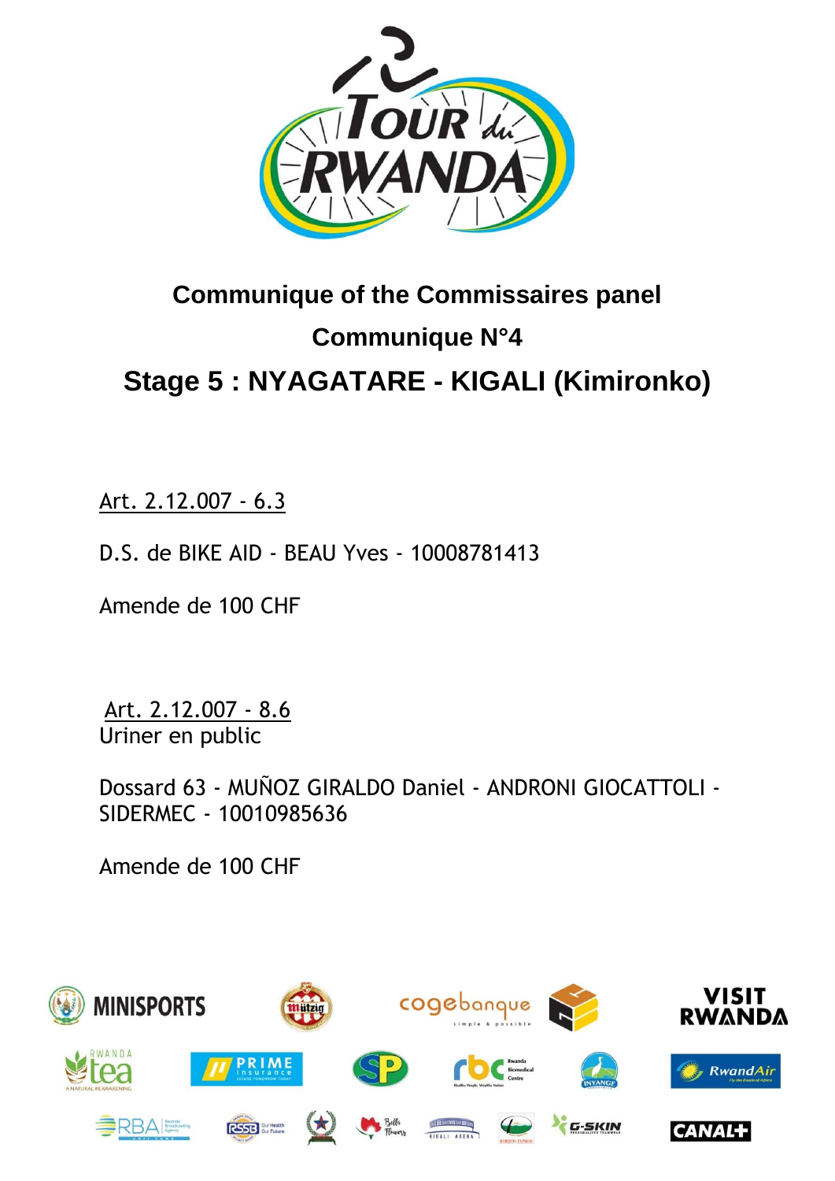## Communique of the Commissaires panel

## Communique N°4

# Stage 5 : NYAGATARE - KIGALI (Kimironko)

Art. 2.12.007 - 6.3

D.S. de BIKE AID - BEAU Yves - 10008781413

Amende de 100 CHF

Art. 2.12.007 - 8.6
Uriner en public

Dossard 63 - MUÑOZ GIRALDO Daniel - ANDRONI GIOCATTOLI - SIDERMEC - 10010985636

Amende de 100 CHF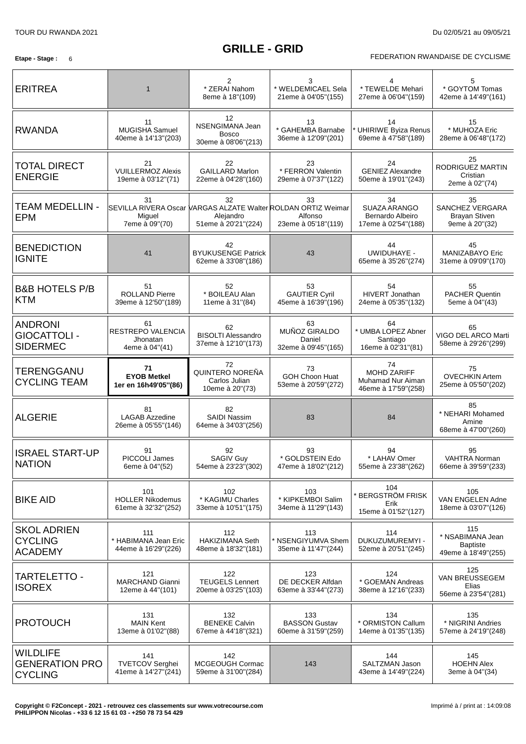TOUR DU RWANDA 2021

Du 02/05/21 au 09/05/21

# GRILLE - GRID

**Etape - Stage :** 6

FEDERATION RWANDAISE DE CYCLISME

| | | | | | |
|---|---|---|---|---|---|
| ERITREA | 1 | 2<br>* ZERAI Nahom<br>8eme à 18''(109) | 3<br>* WELDEMICAEL Sela<br>21eme à 04'05''(155) | 4<br>* TEWELDE Mehari<br>27eme à 06'04''(159) | 5<br>* GOYTOM Tomas<br>42eme à 14'49''(161) |
| RWANDA | 11<br>MUGISHA Samuel<br>40eme à 14'13''(203) | 12<br>NSENGIMANA Jean Bosco<br>30eme à 08'06''(213) | 13<br>* GAHEMBA Barnabe<br>36eme à 12'09''(201) | 14<br>* UHIRIWE Byiza Renus<br>69eme à 47'58''(189) | 15<br>* MUHOZA Eric<br>28eme à 06'48''(172) |
| TOTAL DIRECT ENERGIE | 21<br>VUILLERMOZ Alexis<br>19eme à 03'12''(71) | 22<br>GAILLARD Marlon<br>22eme à 04'28''(160) | 23<br>* FERRON Valentin<br>29eme à 07'37''(122) | 24<br>GENIEZ Alexandre<br>50eme à 19'01''(243) | 25<br>RODRIGUEZ MARTIN Cristian<br>2eme à 02''(74) |
| TEAM MEDELLIN - EPM | 31<br>SEVILLA RIVERA Oscar Miguel<br>7eme à 09''(70) | 32<br>VARGAS ALZATE Walter Alejandro<br>51eme à 20'21''(224) | 33<br>ROLDAN ORTIZ Weimar Alfonso<br>23eme à 05'18''(119) | 34<br>SUAZA ARANGO Bernardo Albeiro<br>17eme à 02'54''(188) | 35<br>SANCHEZ VERGARA Brayan Stiven<br>9eme à 20''(32) |
| BENEDICTION IGNITE | 41 | 42<br>BYUKUSENGE Patrick<br>62eme à 33'08''(186) | 43 | 44<br>UWIDUHAYE -<br>65eme à 35'26''(274) | 45<br>MANIZABAYO Eric<br>31eme à 09'09''(170) |
| B&B HOTELS P/B KTM | 51<br>ROLLAND Pierre<br>39eme à 12'50''(189) | 52<br>* BOILEAU Alan<br>11eme à 31''(84) | 53<br>GAUTIER Cyril<br>45eme à 16'39''(196) | 54<br>HIVERT Jonathan<br>24eme à 05'35''(132) | 55<br>PACHER Quentin<br>5eme à 04''(43) |
| ANDRONI GIOCATTOLI - SIDERMEC | 61<br>RESTREPO VALENCIA Jhonatan<br>4eme à 04''(41) | 62<br>BISOLTI Alessandro<br>37eme à 12'10''(173) | 63<br>MUÑOZ GIRALDO Daniel<br>32eme à 09'45''(165) | 64<br>* UMBA LOPEZ Abner Santiago<br>16eme à 02'31''(81) | 65<br>VIGO DEL ARCO Marti<br>58eme à 29'26''(299) |
| TERENGGANU CYCLING TEAM | **71<br>EYOB Metkel<br>1er en 16h49'05''(86)** | 72<br>QUINTERO NOREÑA Carlos Julian<br>10eme à 20''(73) | 73<br>GOH Choon Huat<br>53eme à 20'59''(272) | 74<br>MOHD ZARIFF Muhamad Nur Aiman<br>46eme à 17'59''(258) | 75<br>OVECHKIN Artem<br>25eme à 05'50''(202) |
| ALGERIE | 81<br>LAGAB Azzedine<br>26eme à 05'55''(146) | 82<br>SAIDI Nassim<br>64eme à 34'03''(256) | 83 | 84 | 85<br>* NEHARI Mohamed Amine<br>68eme à 47'00''(260) |
| ISRAEL START-UP NATION | 91<br>PICCOLI James<br>6eme à 04''(52) | 92<br>SAGIV Guy<br>54eme à 23'23''(302) | 93<br>* GOLDSTEIN Edo<br>47eme à 18'02''(212) | 94<br>* LAHAV Omer<br>55eme à 23'38''(262) | 95<br>VAHTRA Norman<br>66eme à 39'59''(233) |
| BIKE AID | 101<br>HOLLER Nikodemus<br>61eme à 32'32''(252) | 102<br>* KAGIMU Charles<br>33eme à 10'51''(175) | 103<br>* KIPKEMBOI Salim<br>34eme à 11'29''(143) | 104<br>* BERGSTRÖM FRISK Erik<br>15eme à 01'52''(127) | 105<br>VAN ENGELEN Adne<br>18eme à 03'07''(126) |
| SKOL ADRIEN CYCLING ACADEMY | 111<br>* HABIMANA Jean Eric<br>44eme à 16'29''(226) | 112<br>HAKIZIMANA Seth<br>48eme à 18'32''(181) | 113<br>* NSENGIYUMVA Shem<br>35eme à 11'47''(244) | 114<br>DUKUZUMUREMYI -<br>52eme à 20'51''(245) | 115<br>* NSABIMANA Jean Baptiste<br>49eme à 18'49''(255) |
| TARTELETTO - ISOREX | 121<br>MARCHAND Gianni<br>12eme à 44''(101) | 122<br>TEUGELS Lennert<br>20eme à 03'25''(103) | 123<br>DE DECKER Alfdan<br>63eme à 33'44''(273) | 124<br>* GOEMAN Andreas<br>38eme à 12'16''(233) | 125<br>VAN BREUSSEGEM Elias<br>56eme à 23'54''(281) |
| PROTOUCH | 131<br>MAIN Kent<br>13eme à 01'02''(88) | 132<br>BENEKE Calvin<br>67eme à 44'18''(321) | 133<br>BASSON Gustav<br>60eme à 31'59''(259) | 134<br>* ORMISTON Callum<br>14eme à 01'35''(135) | 135<br>* NIGRINI Andries<br>57eme à 24'19''(248) |
| WILDLIFE GENERATION PRO CYCLING | 141<br>TVETCOV Serghei<br>41eme à 14'27''(241) | 142<br>MCGEOUGH Cormac<br>59eme à 31'00''(284) | 143 | 144<br>SALTZMAN Jason<br>43eme à 14'49''(224) | 145<br>HOEHN Alex<br>3eme à 04''(34) |

**Copyright © F2Concept - 2021 - retrouvez ces classements sur www.votrecourse.com**
**PHILIPPON Nicolas - +33 6 12 15 61 03 - +250 78 73 54 429**

Imprimé à / print at : 14:09:08